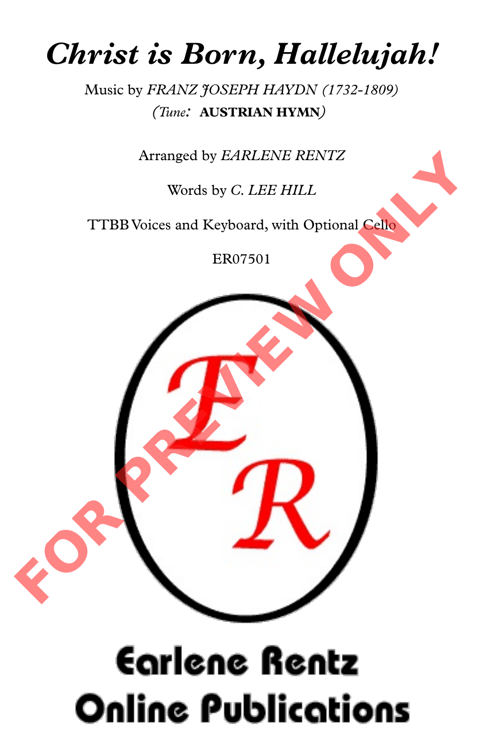# *Christ is Born, Hallelujah!*

Music by *FRANZ JOSEPH HAYDN (1732-1809)*
(*Tune:* **AUSTRIAN HYMN**)

Arranged by *EARLENE RENTZ*

Words by *C. LEE HILL*

TTBB Voices and Keyboard, with Optional Cello

ER07501

FOR PREVIEW ONLY

Earlene Rentz
Online Publications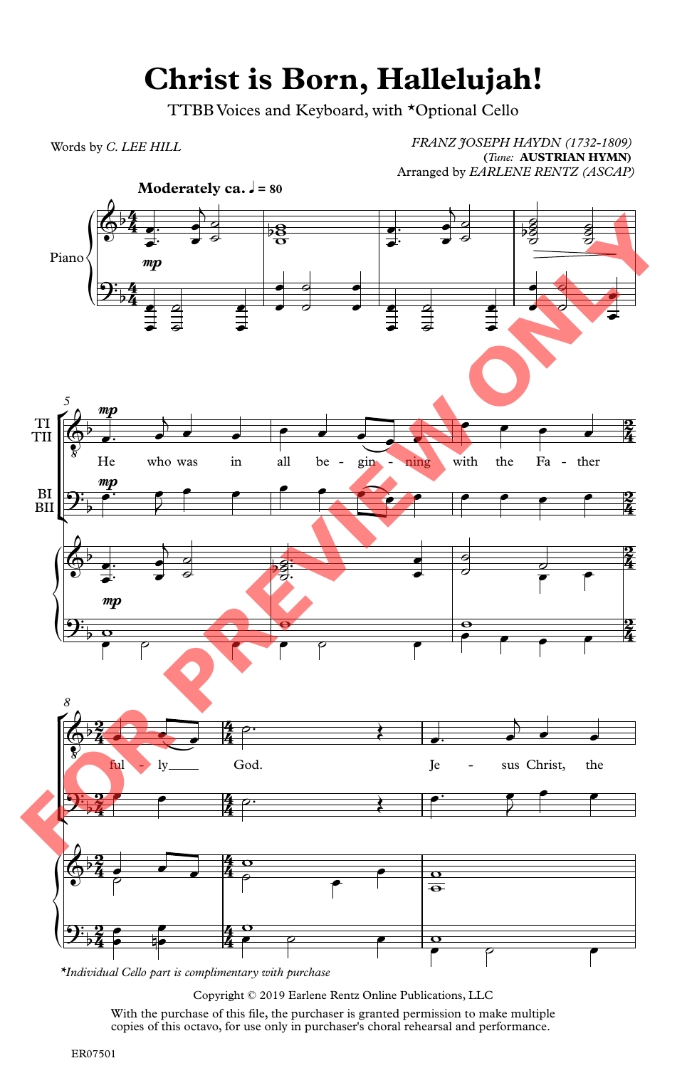# Christ is Born, Hallelujah!

TTBB Voices and Keyboard, with *Optional Cello

Words by *C. LEE HILL*

*FRANZ JOSEPH HAYDN (1732-1809)*
(*Tune:* **AUSTRIAN HYMN**)
Arranged by *EARLENE RENTZ (ASCAP)*

**Moderately ca. ♩ = 80**

He who was in all be - gin - ning with the Fa - ther ful - ly God. Je - sus Christ, the

*Individual Cello part is complimentary with purchase

Copyright © 2019 Earlene Rentz Online Publications, LLC

With the purchase of this file, the purchaser is granted permission to make multiple copies of this octavo, for use only in purchaser's choral rehearsal and performance.

ER07501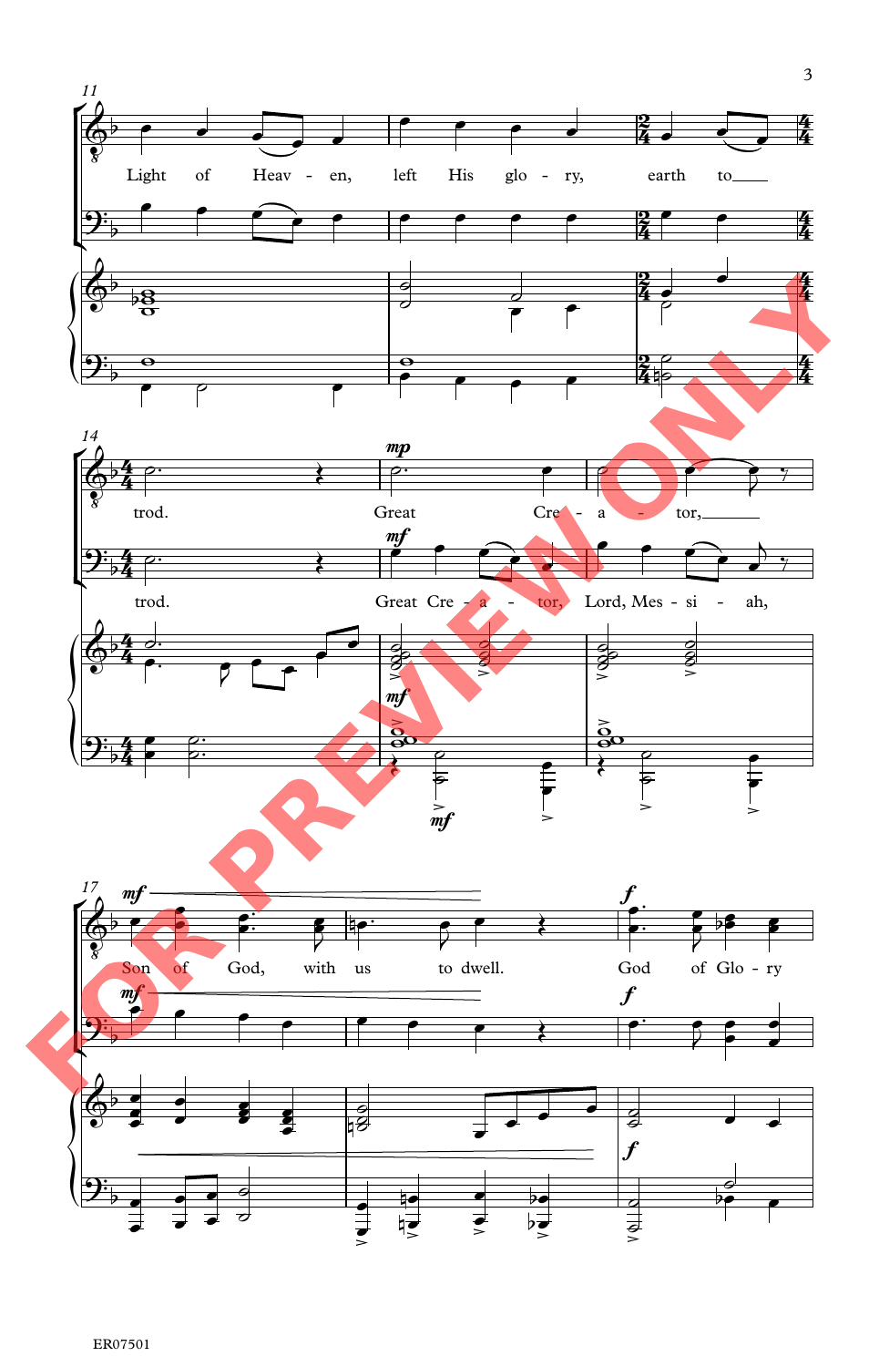Light of Heav - en, left His glo - ry, earth to trod.

Great Cre - a - tor,

Great Cre - a - tor, Lord, Mes - si - ah,

Son of God, with us to dwell.

God of Glo - ry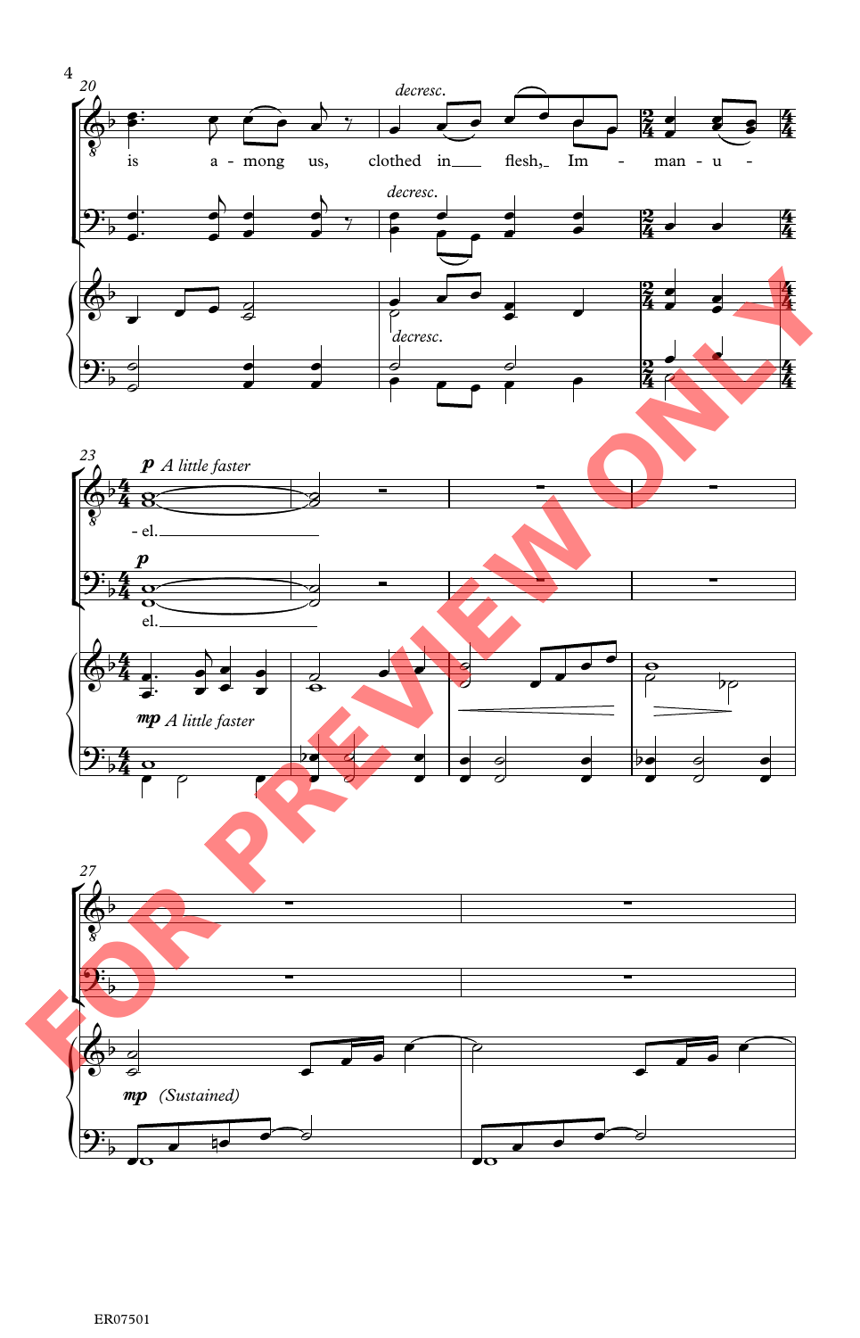20

*decresc.*

is a - mong us, clothed in___ flesh,_ Im - man - u -

*decresc.*

*decresc.*

23

**p** *A little faster*

- el.___

**p**

el.___

**mp** *A little faster*

27

**mp** (*Sustained*)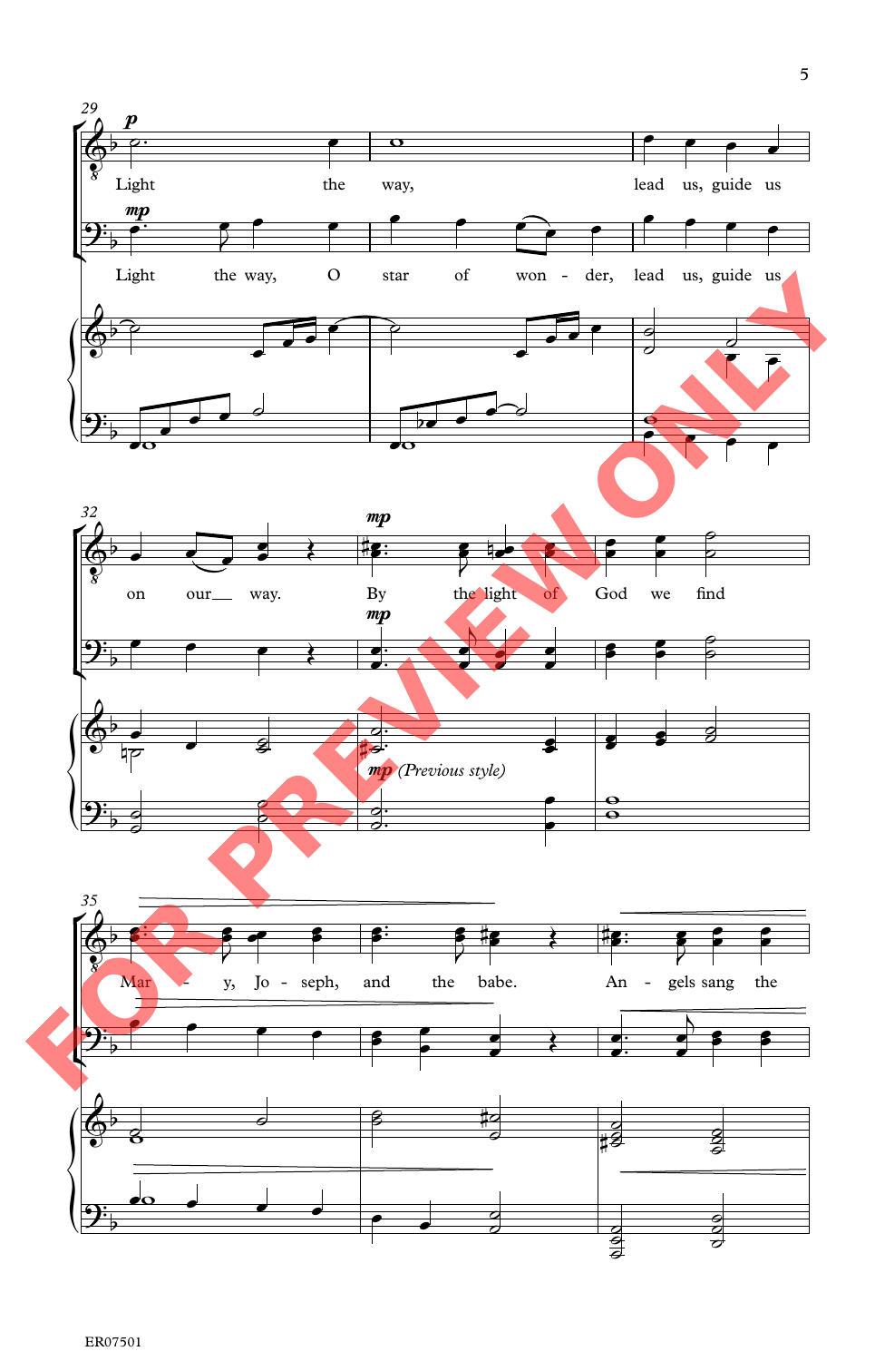Light the way, lead us, guide us on our way. By the light of God we find Mar - y, Jo - seph, and the babe. An - gels sang the

Light the way, O star of won - der, lead us, guide us on our way. By the light of God we find Mar - y, Jo - seph, and the babe. An - gels sang the

*mp (Previous style)*

FOR PREVIEW ONLY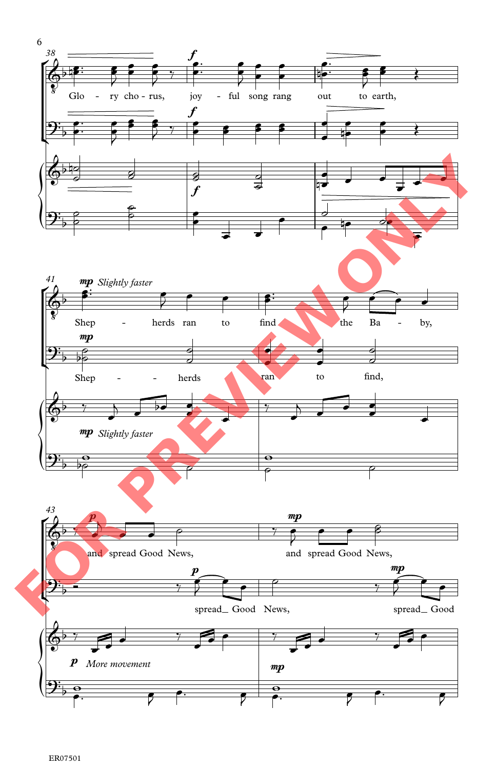38

*f*

Glo - ry cho - rus, joy - ful song rang out to earth,

*f*

*f*

41

*mp* *Slightly faster*

Shep - herds ran to find the Ba - by,

*mp*

Shep - - herds ran to find,

*mp* *Slightly faster*

43

*p* and spread Good News, *mp* and spread Good News,

*p* spread_ Good News, *mp* spread_ Good

*p* *More movement*

*mp*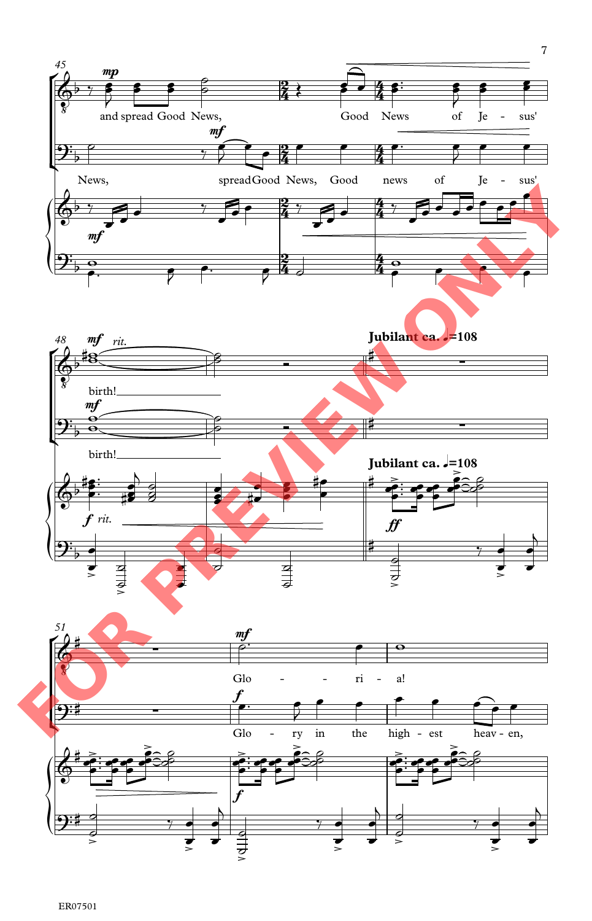45

and spread Good News, Good News of Je - sus'

News, spread Good News, Good news of Je - sus'

48

birth!

birth!

**Jubilant ca. ♩=108**

51

Glo - ri - a!

Glo - ry in the high - est heav - en,

ER07501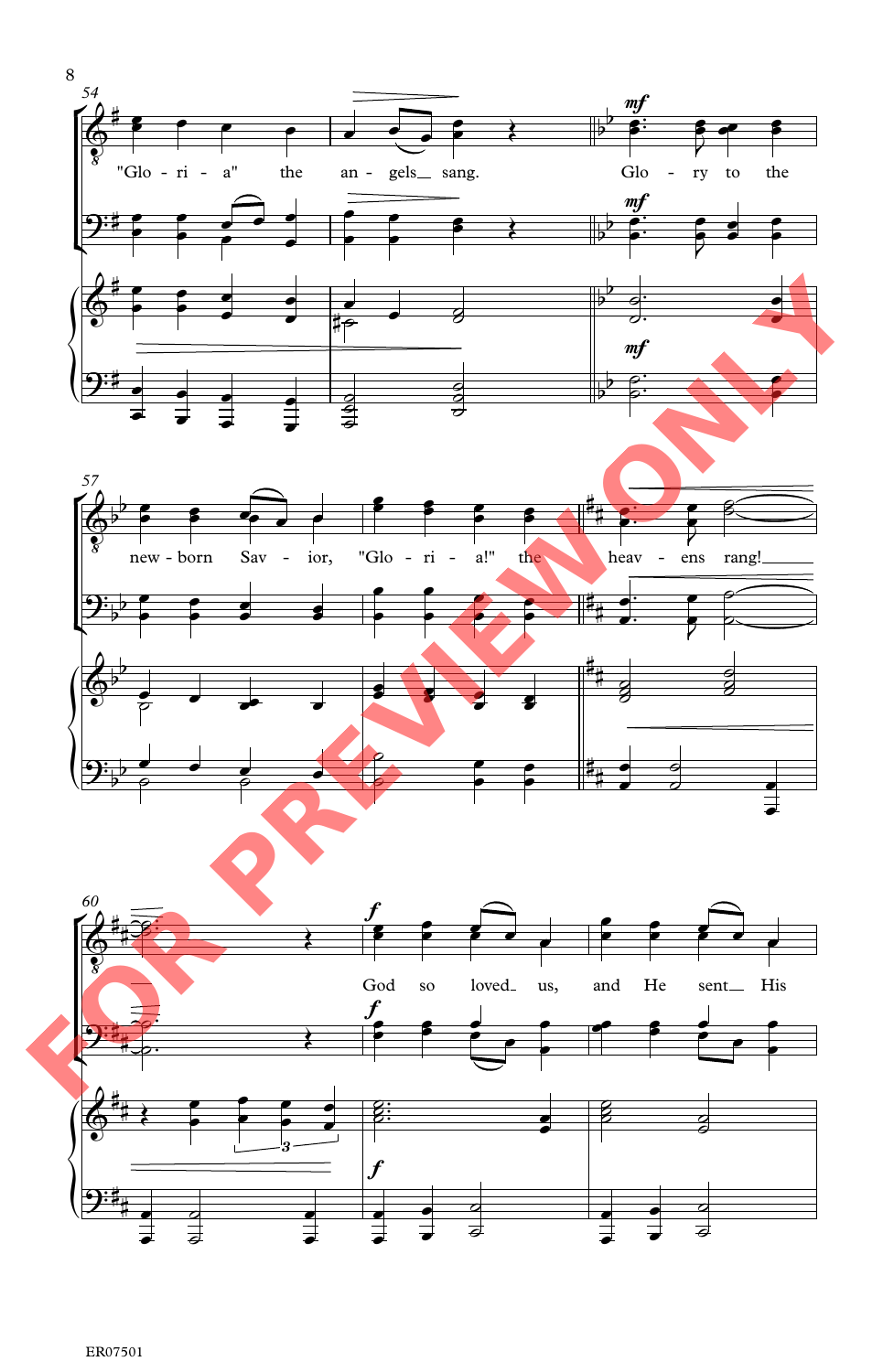"Glo - ri - a" the an - gels sang. Glo - ry to the

new - born Sav - ior, "Glo - ri - a!" the heav - ens rang!

God so loved us, and He sent His